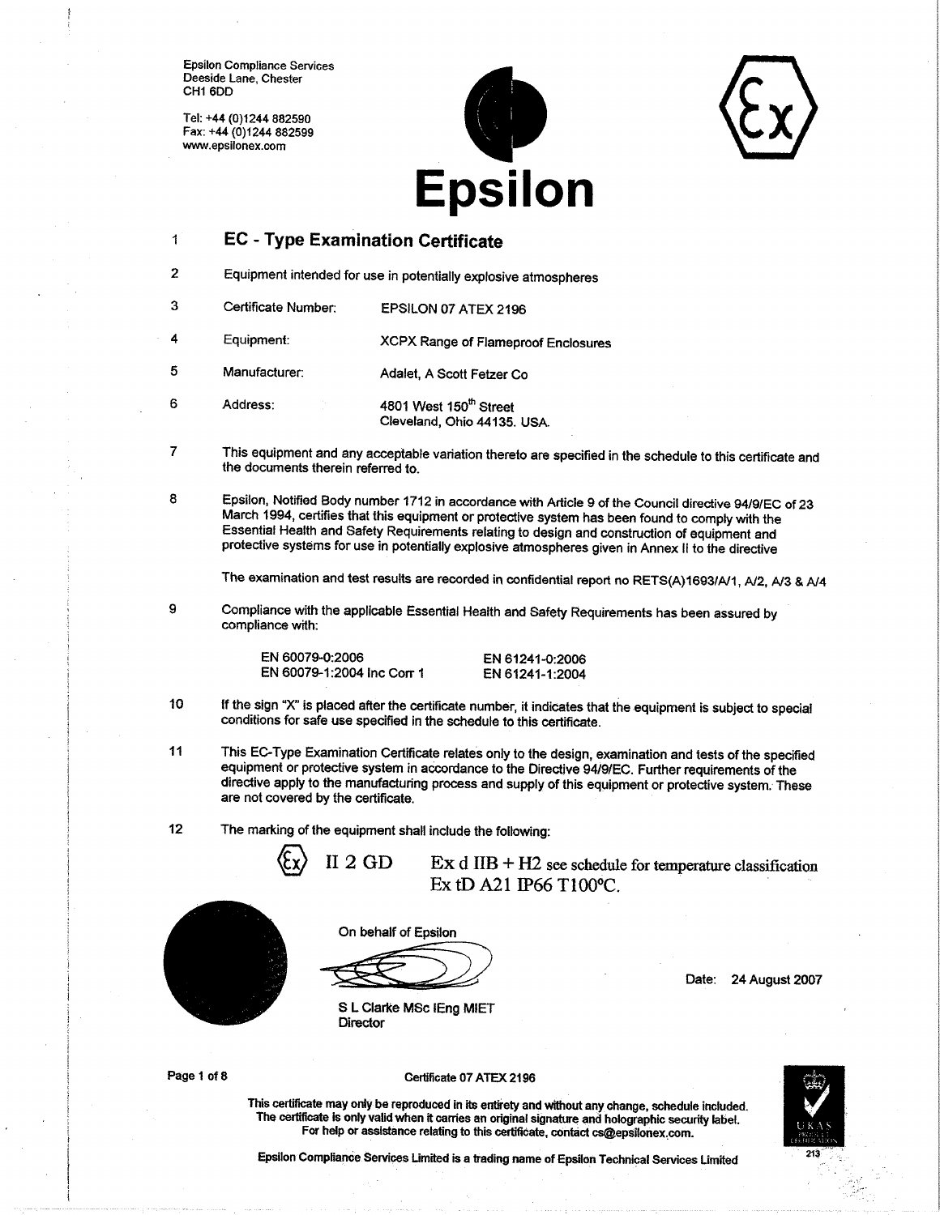Epsilon Compliance Services
Deeside Lane, Chester
CH1 6DD

Tel: +44 (0)1244 882590
Fax: +44 (0)1244 882599
www.epsilonex.com

# Epsilon

1 **EC - Type Examination Certificate**

2 Equipment intended for use in potentially explosive atmospheres

3 Certificate Number: EPSILON 07 ATEX 2196

4 Equipment: XCPX Range of Flameproof Enclosures

5 Manufacturer: Adalet, A Scott Fetzer Co

6 Address: 4801 West 150th Street
Cleveland, Ohio 44135. USA.

7 This equipment and any acceptable variation thereto are specified in the schedule to this certificate and the documents therein referred to.

8 Epsilon, Notified Body number 1712 in accordance with Article 9 of the Council directive 94/9/EC of 23 March 1994, certifies that this equipment or protective system has been found to comply with the Essential Health and Safety Requirements relating to design and construction of equipment and protective systems for use in potentially explosive atmospheres given in Annex II to the directive

The examination and test results are recorded in confidential report no RETS(A)1693/A/1, A/2, A/3 & A/4

9 Compliance with the applicable Essential Health and Safety Requirements has been assured by compliance with:

EN 60079-0:2006 EN 61241-0:2006
EN 60079-1:2004 Inc Corr 1 EN 61241-1:2004

10 If the sign "X" is placed after the certificate number, it indicates that the equipment is subject to special conditions for safe use specified in the schedule to this certificate.

11 This EC-Type Examination Certificate relates only to the design, examination and tests of the specified equipment or protective system in accordance to the Directive 94/9/EC. Further requirements of the directive apply to the manufacturing process and supply of this equipment or protective system. These are not covered by the certificate.

12 The marking of the equipment shall include the following:

Ex II 2 GD Ex d IIB + H2 see schedule for temperature classification
Ex tD A21 IP66 T100°C.

On behalf of Epsilon

S L Clarke MSc IEng MIET
Director

Date: 24 August 2007

Certificate 07 ATEX 2196

This certificate may only be reproduced in its entirety and without any change, schedule included. The certificate is only valid when it carries an original signature and holographic security label. For help or assistance relating to this certificate, contact cs@epsilonex.com.

Epsilon Compliance Services Limited is a trading name of Epsilon Technical Services Limited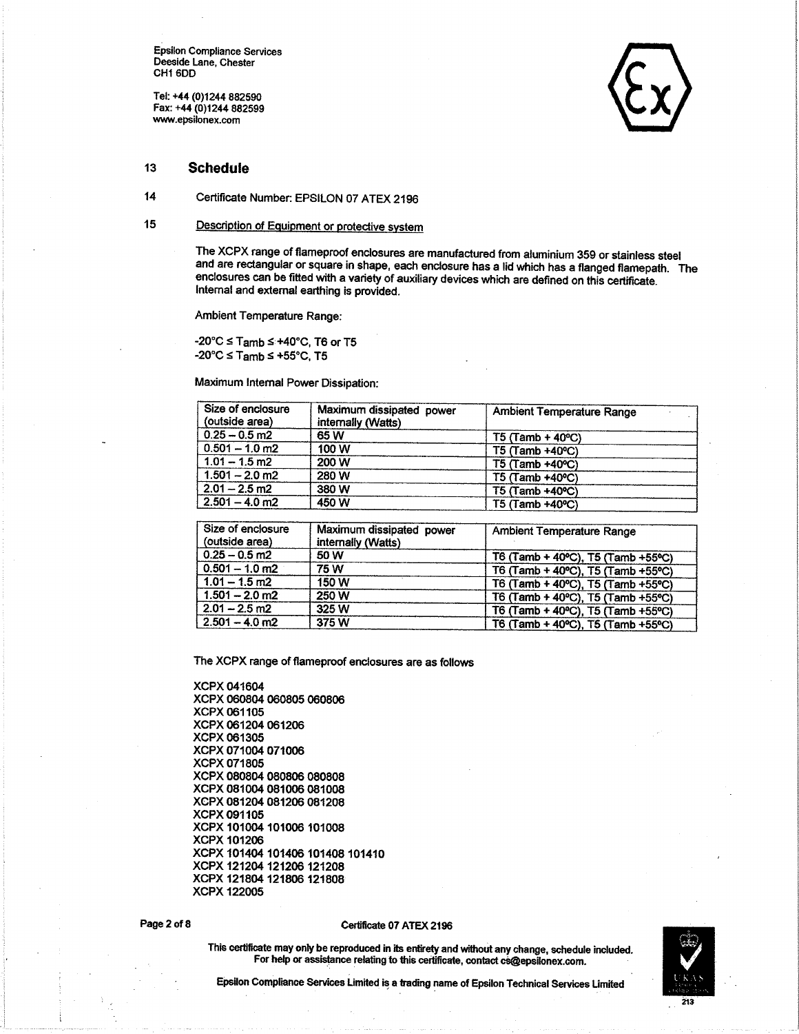Epsilon Compliance Services
Deeside Lane, Chester
CH1 6DD

Tel: +44 (0)1244 882590
Fax: +44 (0)1244 882599
www.epsilonex.com

## 13 Schedule

14 Certificate Number: EPSILON 07 ATEX 2196

15 Description of Equipment or protective system

The XCPX range of flameproof enclosures are manufactured from aluminium 359 or stainless steel and are rectangular or square in shape, each enclosure has a lid which has a flanged flamepath. The enclosures can be fitted with a variety of auxiliary devices which are defined on this certificate. Internal and external earthing is provided.

Ambient Temperature Range:

-20°C ≤ Tamb ≤ +40°C, T6 or T5
-20°C ≤ Tamb ≤ +55°C, T5

Maximum Internal Power Dissipation:

| Size of enclosure (outside area) | Maximum dissipated power internally (Watts) | Ambient Temperature Range |
|---|---|---|
| 0.25 – 0.5 m2 | 65 W | T5 (Tamb + 40°C) |
| 0.501 – 1.0 m2 | 100 W | T5 (Tamb +40°C) |
| 1.01 – 1.5 m2 | 200 W | T5 (Tamb +40°C) |
| 1.501 – 2.0 m2 | 280 W | T5 (Tamb +40°C) |
| 2.01 – 2.5 m2 | 380 W | T5 (Tamb +40°C) |
| 2.501 – 4.0 m2 | 450 W | T5 (Tamb +40°C) |

| Size of enclosure (outside area) | Maximum dissipated power internally (Watts) | Ambient Temperature Range |
|---|---|---|
| 0.25 – 0.5 m2 | 50 W | T6 (Tamb + 40°C), T5 (Tamb +55°C) |
| 0.501 – 1.0 m2 | 75 W | T6 (Tamb + 40°C), T5 (Tamb +55°C) |
| 1.01 – 1.5 m2 | 150 W | T6 (Tamb + 40°C), T5 (Tamb +55°C) |
| 1.501 – 2.0 m2 | 250 W | T6 (Tamb + 40°C), T5 (Tamb +55°C) |
| 2.01 – 2.5 m2 | 325 W | T6 (Tamb + 40°C), T5 (Tamb +55°C) |
| 2.501 – 4.0 m2 | 375 W | T6 (Tamb + 40°C), T5 (Tamb +55°C) |

The XCPX range of flameproof enclosures are as follows

XCPX 041604
XCPX 060804 060805 060806
XCPX 061105
XCPX 061204 061206
XCPX 061305
XCPX 071004 071006
XCPX 071805
XCPX 080804 080806 080808
XCPX 081004 081006 081008
XCPX 081204 081206 081208
XCPX 091105
XCPX 101004 101006 101008
XCPX 101206
XCPX 101404 101406 101408 101410
XCPX 121204 121206 121208
XCPX 121804 121806 121808
XCPX 122005

Certificate 07 ATEX 2196

This certificate may only be reproduced in its entirety and without any change, schedule included. For help or assistance relating to this certificate, contact cs@epsilonex.com.

Epsilon Compliance Services Limited is a trading name of Epsilon Technical Services Limited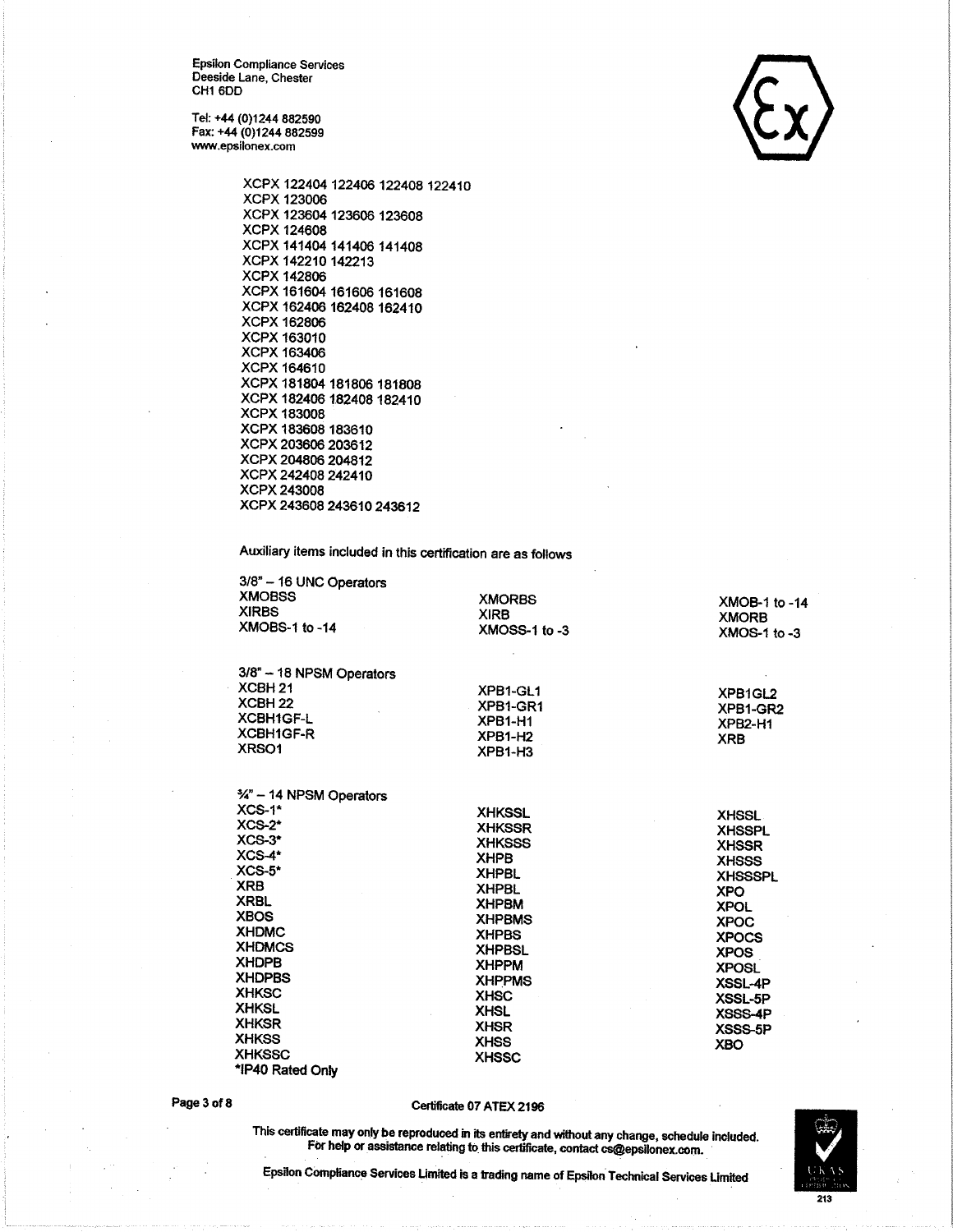Epsilon Compliance Services
Deeside Lane, Chester
CH1 6DD

Tel: +44 (0)1244 882590
Fax: +44 (0)1244 882599
www.epsilonex.com

XCPX 122404 122406 122408 122410
XCPX 123006
XCPX 123604 123606 123608
XCPX 124608
XCPX 141404 141406 141408
XCPX 142210 142213
XCPX 142806
XCPX 161604 161606 161608
XCPX 162406 162408 162410
XCPX 162806
XCPX 163010
XCPX 163406
XCPX 164610
XCPX 181804 181806 181808
XCPX 182406 182408 182410
XCPX 183008
XCPX 183608 183610
XCPX 203606 203612
XCPX 204806 204812
XCPX 242408 242410
XCPX 243008
XCPX 243608 243610 243612

Auxiliary items included in this certification are as follows

3/8" – 16 UNC Operators

| | | |
|---|---|---|
| XMOBSS | XMORBS | XMOB-1 to -14 |
| XIRBS | XIRB | XMORB |
| XMOBS-1 to -14 | XMOSS-1 to -3 | XMOS-1 to -3 |

3/8" – 18 NPSM Operators

| | | |
|---|---|---|
| XCBH 21 | XPB1-GL1 | XPB1GL2 |
| XCBH 22 | XPB1-GR1 | XPB1-GR2 |
| XCBH1GF-L | XPB1-H1 | XPB2-H1 |
| XCBH1GF-R | XPB1-H2 | XRB |
| XRSO1 | XPB1-H3 | |

¾" – 14 NPSM Operators

| | | |
|---|---|---|
| XCS-1* | XHKSSL | XHSSL |
| XCS-2* | XHKSSR | XHSSPL |
| XCS-3* | XHKSSS | XHSSR |
| XCS-4* | XHPB | XHSSS |
| XCS-5* | XHPBL | XHSSSPL |
| XRB | XHPBL | XPO |
| XRBL | XHPBM | XPOL |
| XBOS | XHPBMS | XPOC |
| XHDMC | XHPBS | XPOCS |
| XHDMCS | XHPBSL | XPOS |
| XHDPB | XHPPM | XPOSL |
| XHDPBS | XHPPMS | XSSL-4P |
| XHKSC | XHSC | XSSL-5P |
| XHKSL | XHSL | XSSS-4P |
| XHKSR | XHSR | XSSS-5P |
| XHKSS | XHSS | XBO |
| XHKSSC | XHSSC | |

*IP40 Rated Only

Certificate 07 ATEX 2196

This certificate may only be reproduced in its entirety and without any change, schedule included.
For help or assistance relating to this certificate, contact cs@epsilonex.com.

Epsilon Compliance Services Limited is a trading name of Epsilon Technical Services Limited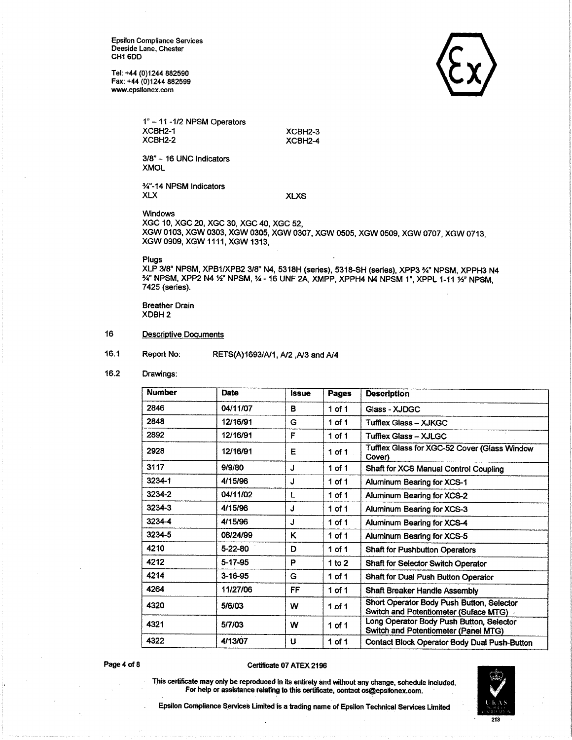Epsilon Compliance Services
Deeside Lane, Chester
CH1 6DD

Tel: +44 (0)1244 882590
Fax: +44 (0)1244 882599
www.epsilonex.com

1" – 11 -1/2 NPSM Operators
XCBH2-1 XCBH2-3
XCBH2-2 XCBH2-4

3/8" – 16 UNC Indicators
XMOL

¾"-14 NPSM Indicators
XLX XLXS

Windows
XGC 10, XGC 20, XGC 30, XGC 40, XGC 52,
XGW 0103, XGW 0303, XGW 0305, XGW 0307, XGW 0505, XGW 0509, XGW 0707, XGW 0713,
XGW 0909, XGW 1111, XGW 1313,

Plugs
XLP 3/8" NPSM, XPB1/XPB2 3/8" N4, 5318H (series), 5318-SH (series), XPP3 ¾" NPSM, XPPH3 N4 ¾" NPSM, XPP2 N4 ½" NPSM, ¾ - 16 UNF 2A, XMPP, XPPH4 N4 NPSM 1", XPPL 1-11 ½" NPSM, 7425 (series).

Breather Drain
XDBH 2

16 Descriptive Documents

16.1 Report No: RETS(A)1693/A/1, A/2 ,A/3 and A/4

16.2 Drawings:

| Number | Date | Issue | Pages | Description |
|---|---|---|---|---|
| 2846 | 04/11/07 | B | 1 of 1 | Glass - XJDGC |
| 2848 | 12/16/91 | G | 1 of 1 | Tufflex Glass – XJKGC |
| 2892 | 12/16/91 | F | 1 of 1 | Tufflex Glass – XJLGC |
| 2928 | 12/16/91 | E | 1 of 1 | Tufflex Glass for XGC-52 Cover (Glass Window Cover) |
| 3117 | 9/9/80 | J | 1 of 1 | Shaft for XCS Manual Control Coupling |
| 3234-1 | 4/15/96 | J | 1 of 1 | Aluminum Bearing for XCS-1 |
| 3234-2 | 04/11/02 | L | 1 of 1 | Aluminum Bearing for XCS-2 |
| 3234-3 | 4/15/96 | J | 1 of 1 | Aluminum Bearing for XCS-3 |
| 3234-4 | 4/15/96 | J | 1 of 1 | Aluminum Bearing for XCS-4 |
| 3234-5 | 08/24/99 | K | 1 of 1 | Aluminum Bearing for XCS-5 |
| 4210 | 5-22-80 | D | 1 of 1 | Shaft for Pushbutton Operators |
| 4212 | 5-17-95 | P | 1 to 2 | Shaft for Selector Switch Operator |
| 4214 | 3-16-95 | G | 1 of 1 | Shaft for Dual Push Button Operator |
| 4264 | 11/27/06 | FF | 1 of 1 | Shaft Breaker Handle Assembly |
| 4320 | 5/6/03 | W | 1 of 1 | Short Operator Body Push Button, Selector Switch and Potentiometer (Suface MTG) |
| 4321 | 5/7/03 | W | 1 of 1 | Long Operator Body Push Button, Selector Switch and Potentiometer (Panel MTG) |
| 4322 | 4/13/07 | U | 1 of 1 | Contact Block Operator Body Dual Push-Button |

Certificate 07 ATEX 2196

This certificate may only be reproduced in its entirety and without any change, schedule included.
For help or assistance relating to this certificate, contact cs@epsilonex.com.

Epsilon Compliance Services Limited is a trading name of Epsilon Technical Services Limited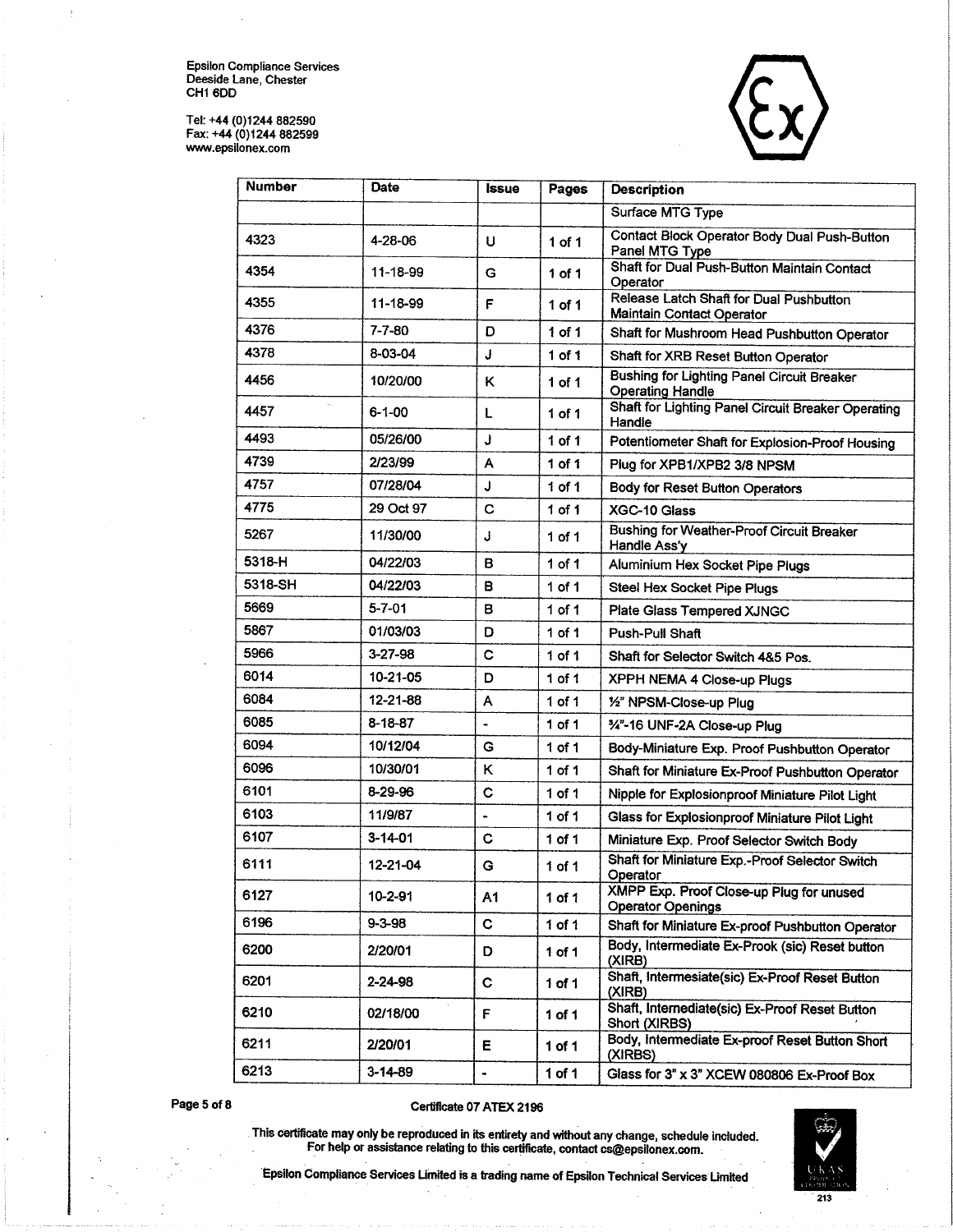Epsilon Compliance Services
Deeside Lane, Chester
CH1 6DD

Tel: +44 (0)1244 882590
Fax: +44 (0)1244 882599
www.epsilonex.com

| Number | Date | Issue | Pages | Description |
|---|---|---|---|---|
| | | | | Surface MTG Type |
| 4323 | 4-28-06 | U | 1 of 1 | Contact Block Operator Body Dual Push-Button Panel MTG Type |
| 4354 | 11-18-99 | G | 1 of 1 | Shaft for Dual Push-Button Maintain Contact Operator |
| 4355 | 11-18-99 | F | 1 of 1 | Release Latch Shaft for Dual Pushbutton Maintain Contact Operator |
| 4376 | 7-7-80 | D | 1 of 1 | Shaft for Mushroom Head Pushbutton Operator |
| 4378 | 8-03-04 | J | 1 of 1 | Shaft for XRB Reset Button Operator |
| 4456 | 10/20/00 | K | 1 of 1 | Bushing for Lighting Panel Circuit Breaker Operating Handle |
| 4457 | 6-1-00 | L | 1 of 1 | Shaft for Lighting Panel Circuit Breaker Operating Handle |
| 4493 | 05/26/00 | J | 1 of 1 | Potentiometer Shaft for Explosion-Proof Housing |
| 4739 | 2/23/99 | A | 1 of 1 | Plug for XPB1/XPB2 3/8 NPSM |
| 4757 | 07/28/04 | J | 1 of 1 | Body for Reset Button Operators |
| 4775 | 29 Oct 97 | C | 1 of 1 | XGC-10 Glass |
| 5267 | 11/30/00 | J | 1 of 1 | Bushing for Weather-Proof Circuit Breaker Handle Ass'y |
| 5318-H | 04/22/03 | B | 1 of 1 | Aluminium Hex Socket Pipe Plugs |
| 5318-SH | 04/22/03 | B | 1 of 1 | Steel Hex Socket Pipe Plugs |
| 5669 | 5-7-01 | B | 1 of 1 | Plate Glass Tempered XJNGC |
| 5867 | 01/03/03 | D | 1 of 1 | Push-Pull Shaft |
| 5966 | 3-27-98 | C | 1 of 1 | Shaft for Selector Switch 4&5 Pos. |
| 6014 | 10-21-05 | D | 1 of 1 | XPPH NEMA 4 Close-up Plugs |
| 6084 | 12-21-88 | A | 1 of 1 | ½" NPSM-Close-up Plug |
| 6085 | 8-18-87 | - | 1 of 1 | ¾"-16 UNF-2A Close-up Plug |
| 6094 | 10/12/04 | G | 1 of 1 | Body-Miniature Exp. Proof Pushbutton Operator |
| 6096 | 10/30/01 | K | 1 of 1 | Shaft for Miniature Ex-Proof Pushbutton Operator |
| 6101 | 8-29-96 | C | 1 of 1 | Nipple for Explosionproof Miniature Pilot Light |
| 6103 | 11/9/87 | - | 1 of 1 | Glass for Explosionproof Miniature Pilot Light |
| 6107 | 3-14-01 | C | 1 of 1 | Miniature Exp. Proof Selector Switch Body |
| 6111 | 12-21-04 | G | 1 of 1 | Shaft for Miniature Exp.-Proof Selector Switch Operator |
| 6127 | 10-2-91 | A1 | 1 of 1 | XMPP Exp. Proof Close-up Plug for unused Operator Openings |
| 6196 | 9-3-98 | C | 1 of 1 | Shaft for Miniature Ex-proof Pushbutton Operator |
| 6200 | 2/20/01 | D | 1 of 1 | Body, Intermediate Ex-Prook (sic) Reset button (XIRB) |
| 6201 | 2-24-98 | C | 1 of 1 | Shaft, Intermesiate(sic) Ex-Proof Reset Button (XIRB) |
| 6210 | 02/18/00 | F | 1 of 1 | Shaft, Internediate(sic) Ex-Proof Reset Button Short (XIRBS) |
| 6211 | 2/20/01 | E | 1 of 1 | Body, Intermediate Ex-proof Reset Button Short (XIRBS) |
| 6213 | 3-14-89 | - | 1 of 1 | Glass for 3" x 3" XCEW 080806 Ex-Proof Box |

Certificate 07 ATEX 2196

This certificate may only be reproduced in its entirety and without any change, schedule included.
For help or assistance relating to this certificate, contact cs@epsilonex.com.

Epsilon Compliance Services Limited is a trading name of Epsilon Technical Services Limited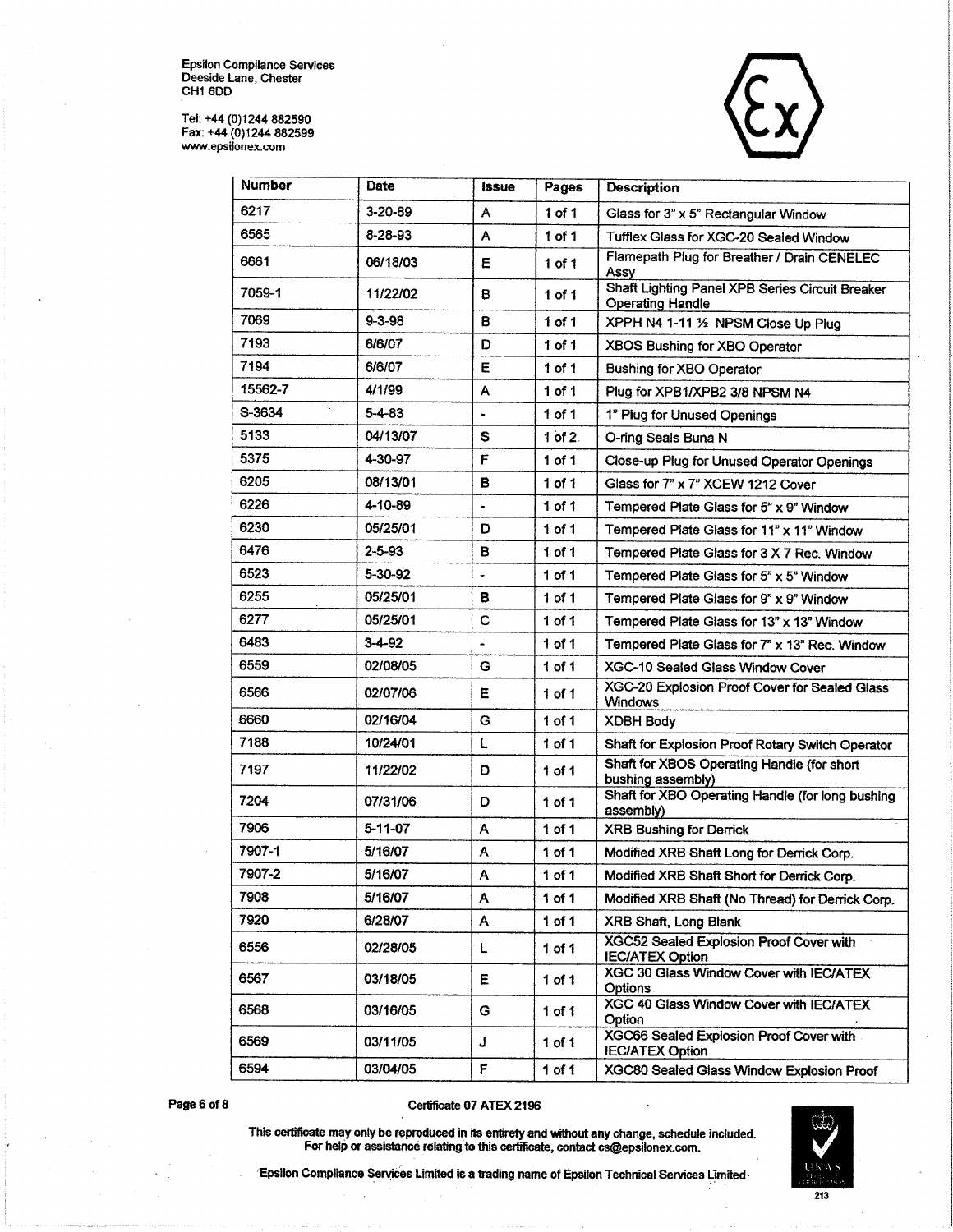Epsilon Compliance Services
Deeside Lane, Chester
CH1 6DD

Tel: +44 (0)1244 882590
Fax: +44 (0)1244 882599
www.epsilonex.com

| Number | Date | Issue | Pages | Description |
|---|---|---|---|---|
| 6217 | 3-20-89 | A | 1 of 1 | Glass for 3" x 5" Rectangular Window |
| 6565 | 8-28-93 | A | 1 of 1 | Tufflex Glass for XGC-20 Sealed Window |
| 6661 | 06/18/03 | E | 1 of 1 | Flamepath Plug for Breather / Drain CENELEC Assy |
| 7059-1 | 11/22/02 | B | 1 of 1 | Shaft Lighting Panel XPB Series Circuit Breaker Operating Handle |
| 7069 | 9-3-98 | B | 1 of 1 | XPPH N4 1-11 ½ NPSM Close Up Plug |
| 7193 | 6/6/07 | D | 1 of 1 | XBOS Bushing for XBO Operator |
| 7194 | 6/6/07 | E | 1 of 1 | Bushing for XBO Operator |
| 15562-7 | 4/1/99 | A | 1 of 1 | Plug for XPB1/XPB2 3/8 NPSM N4 |
| S-3634 | 5-4-83 | - | 1 of 1 | 1" Plug for Unused Openings |
| 5133 | 04/13/07 | S | 1 of 2 | O-ring Seals Buna N |
| 5375 | 4-30-97 | F | 1 of 1 | Close-up Plug for Unused Operator Openings |
| 6205 | 08/13/01 | B | 1 of 1 | Glass for 7" x 7" XCEW 1212 Cover |
| 6226 | 4-10-89 | - | 1 of 1 | Tempered Plate Glass for 5" x 9" Window |
| 6230 | 05/25/01 | D | 1 of 1 | Tempered Plate Glass for 11" x 11" Window |
| 6476 | 2-5-93 | B | 1 of 1 | Tempered Plate Glass for 3 X 7 Rec. Window |
| 6523 | 5-30-92 | - | 1 of 1 | Tempered Plate Glass for 5" x 5" Window |
| 6255 | 05/25/01 | B | 1 of 1 | Tempered Plate Glass for 9" x 9" Window |
| 6277 | 05/25/01 | C | 1 of 1 | Tempered Plate Glass for 13" x 13" Window |
| 6483 | 3-4-92 | - | 1 of 1 | Tempered Plate Glass for 7" x 13" Rec. Window |
| 6559 | 02/08/05 | G | 1 of 1 | XGC-10 Sealed Glass Window Cover |
| 6566 | 02/07/06 | E | 1 of 1 | XGC-20 Explosion Proof Cover for Sealed Glass Windows |
| 6660 | 02/16/04 | G | 1 of 1 | XDBH Body |
| 7188 | 10/24/01 | L | 1 of 1 | Shaft for Explosion Proof Rotary Switch Operator |
| 7197 | 11/22/02 | D | 1 of 1 | Shaft for XBOS Operating Handle (for short bushing assembly) |
| 7204 | 07/31/06 | D | 1 of 1 | Shaft for XBO Operating Handle (for long bushing assembly) |
| 7906 | 5-11-07 | A | 1 of 1 | XRB Bushing for Derrick |
| 7907-1 | 5/16/07 | A | 1 of 1 | Modified XRB Shaft Long for Derrick Corp. |
| 7907-2 | 5/16/07 | A | 1 of 1 | Modified XRB Shaft Short for Derrick Corp. |
| 7908 | 5/16/07 | A | 1 of 1 | Modified XRB Shaft (No Thread) for Derrick Corp. |
| 7920 | 6/28/07 | A | 1 of 1 | XRB Shaft, Long Blank |
| 6556 | 02/28/05 | L | 1 of 1 | XGC52 Sealed Explosion Proof Cover with IEC/ATEX Option |
| 6567 | 03/18/05 | E | 1 of 1 | XGC 30 Glass Window Cover with IEC/ATEX Options |
| 6568 | 03/16/05 | G | 1 of 1 | XGC 40 Glass Window Cover with IEC/ATEX Option |
| 6569 | 03/11/05 | J | 1 of 1 | XGC66 Sealed Explosion Proof Cover with IEC/ATEX Option |
| 6594 | 03/04/05 | F | 1 of 1 | XGC80 Sealed Glass Window Explosion Proof |

Certificate 07 ATEX 2196

This certificate may only be reproduced in its entirety and without any change, schedule included.
For help or assistance relating to this certificate, contact cs@epsilonex.com.

Epsilon Compliance Services Limited is a trading name of Epsilon Technical Services Limited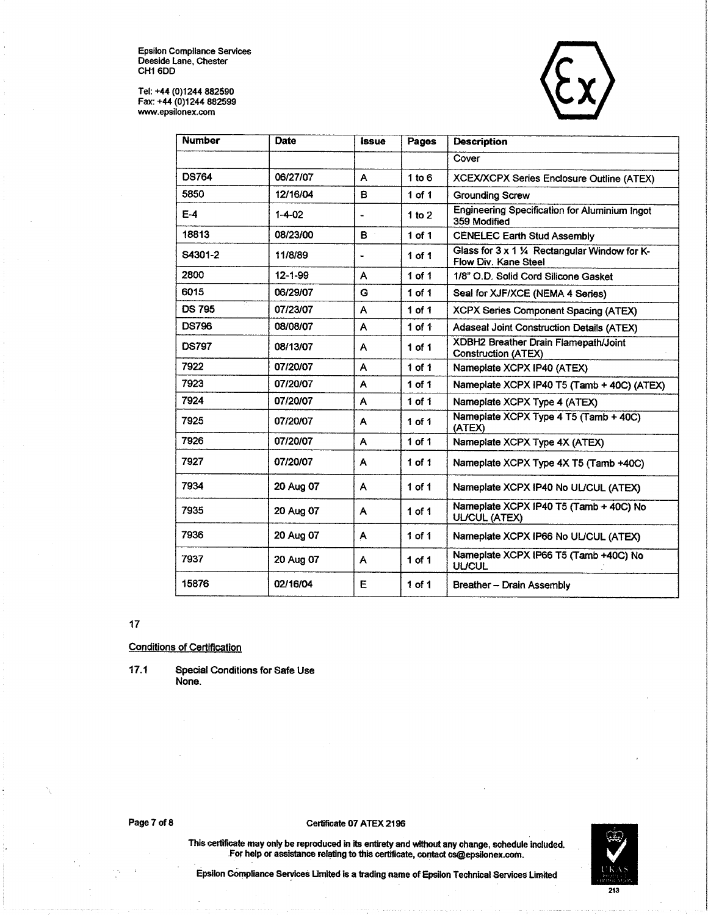Epsilon Compliance Services
Deeside Lane, Chester
CH1 6DD

Tel: +44 (0)1244 882590
Fax: +44 (0)1244 882599
www.epsilonex.com

| Number | Date | Issue | Pages | Description |
|---|---|---|---|---|
| | | | | Cover |
| DS764 | 06/27/07 | A | 1 to 6 | XCEX/XCPX Series Enclosure Outline (ATEX) |
| 5850 | 12/16/04 | B | 1 of 1 | Grounding Screw |
| E-4 | 1-4-02 | - | 1 to 2 | Engineering Specification for Aluminium Ingot 359 Modified |
| 18813 | 08/23/00 | B | 1 of 1 | CENELEC Earth Stud Assembly |
| S4301-2 | 11/8/89 | - | 1 of 1 | Glass for 3 x 1 ¼ Rectangular Window for K-Flow Div. Kane Steel |
| 2800 | 12-1-99 | A | 1 of 1 | 1/8" O.D. Solid Cord Silicone Gasket |
| 6015 | 06/29/07 | G | 1 of 1 | Seal for XJF/XCE (NEMA 4 Series) |
| DS 795 | 07/23/07 | A | 1 of 1 | XCPX Series Component Spacing (ATEX) |
| DS796 | 08/08/07 | A | 1 of 1 | Adaseal Joint Construction Details (ATEX) |
| DS797 | 08/13/07 | A | 1 of 1 | XDBH2 Breather Drain Flamepath/Joint Construction (ATEX) |
| 7922 | 07/20/07 | A | 1 of 1 | Nameplate XCPX IP40 (ATEX) |
| 7923 | 07/20/07 | A | 1 of 1 | Nameplate XCPX IP40 T5 (Tamb + 40C) (ATEX) |
| 7924 | 07/20/07 | A | 1 of 1 | Nameplate XCPX Type 4 (ATEX) |
| 7925 | 07/20/07 | A | 1 of 1 | Nameplate XCPX Type 4 T5 (Tamb + 40C) (ATEX) |
| 7926 | 07/20/07 | A | 1 of 1 | Nameplate XCPX Type 4X (ATEX) |
| 7927 | 07/20/07 | A | 1 of 1 | Nameplate XCPX Type 4X T5 (Tamb +40C) |
| 7934 | 20 Aug 07 | A | 1 of 1 | Nameplate XCPX IP40 No UL/CUL (ATEX) |
| 7935 | 20 Aug 07 | A | 1 of 1 | Nameplate XCPX IP40 T5 (Tamb + 40C) No UL/CUL (ATEX) |
| 7936 | 20 Aug 07 | A | 1 of 1 | Nameplate XCPX IP66 No UL/CUL (ATEX) |
| 7937 | 20 Aug 07 | A | 1 of 1 | Nameplate XCPX IP66 T5 (Tamb +40C) No UL/CUL |
| 15876 | 02/16/04 | E | 1 of 1 | Breather – Drain Assembly |

17

Conditions of Certification

17.1 Special Conditions for Safe Use
None.

Certificate 07 ATEX 2196

This certificate may only be reproduced in its entirety and without any change, schedule included.
For help or assistance relating to this certificate, contact cs@epsilonex.com.

Epsilon Compliance Services Limited is a trading name of Epsilon Technical Services Limited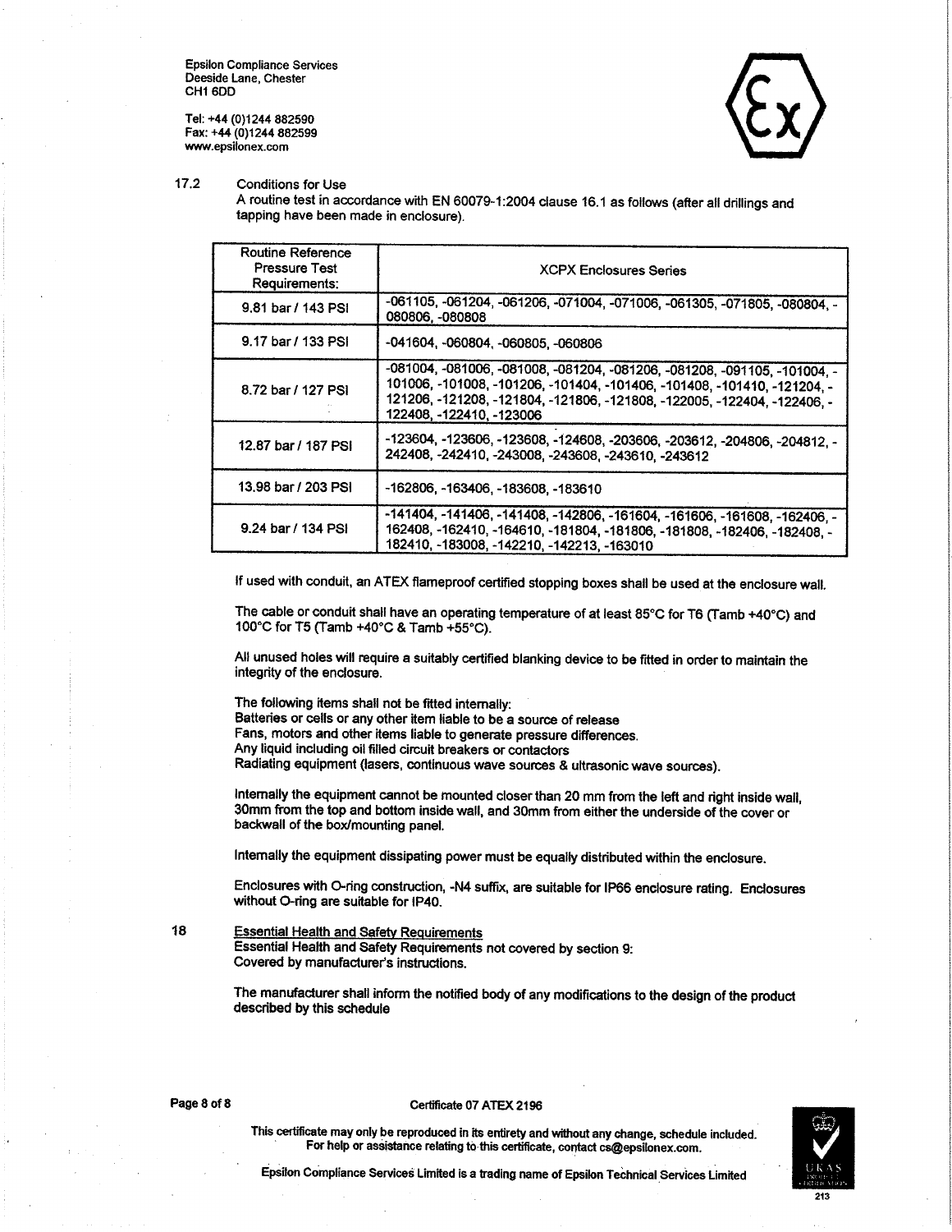17.2 Conditions for Use

A routine test in accordance with EN 60079-1:2004 clause 16.1 as follows (after all drillings and tapping have been made in enclosure).

| Routine Reference Pressure Test Requirements: | XCPX Enclosures Series |
|---|---|
| 9.81 bar / 143 PSI | -061105, -061204, -061206, -071004, -071006, -061305, -071805, -080804, -080806, -080808 |
| 9.17 bar / 133 PSI | -041604, -060804, -060805, -060806 |
| 8.72 bar / 127 PSI | -081004, -081006, -081008, -081204, -081206, -081208, -091105, -101004, -101006, -101008, -101206, -101404, -101406, -101408, -101410, -121204, -121206, -121208, -121804, -121806, -121808, -122005, -122404, -122406, -122408, -122410, -123006 |
| 12.87 bar / 187 PSI | -123604, -123606, -123608, -124608, -203606, -203612, -204806, -204812, -242408, -242410, -243008, -243608, -243610, -243612 |
| 13.98 bar / 203 PSI | -162806, -163406, -183608, -183610 |
| 9.24 bar / 134 PSI | -141404, -141406, -141408, -142806, -161604, -161606, -161608, -162406, -162408, -162410, -164610, -181804, -181806, -181808, -182406, -182408, -182410, -183008, -142210, -142213, -163010 |

If used with conduit, an ATEX flameproof certified stopping boxes shall be used at the enclosure wall.

The cable or conduit shall have an operating temperature of at least 85°C for T6 (Tamb +40°C) and 100°C for T5 (Tamb +40°C & Tamb +55°C).

All unused holes will require a suitably certified blanking device to be fitted in order to maintain the integrity of the enclosure.

The following items shall not be fitted internally:
Batteries or cells or any other item liable to be a source of release
Fans, motors and other items liable to generate pressure differences.
Any liquid including oil filled circuit breakers or contactors
Radiating equipment (lasers, continuous wave sources & ultrasonic wave sources).

Internally the equipment cannot be mounted closer than 20 mm from the left and right inside wall, 30mm from the top and bottom inside wall, and 30mm from either the underside of the cover or backwall of the box/mounting panel.

Internally the equipment dissipating power must be equally distributed within the enclosure.

Enclosures with O-ring construction, -N4 suffix, are suitable for IP66 enclosure rating. Enclosures without O-ring are suitable for IP40.

18 Essential Health and Safety Requirements

Essential Health and Safety Requirements not covered by section 9:
Covered by manufacturer's instructions.

The manufacturer shall inform the notified body of any modifications to the design of the product described by this schedule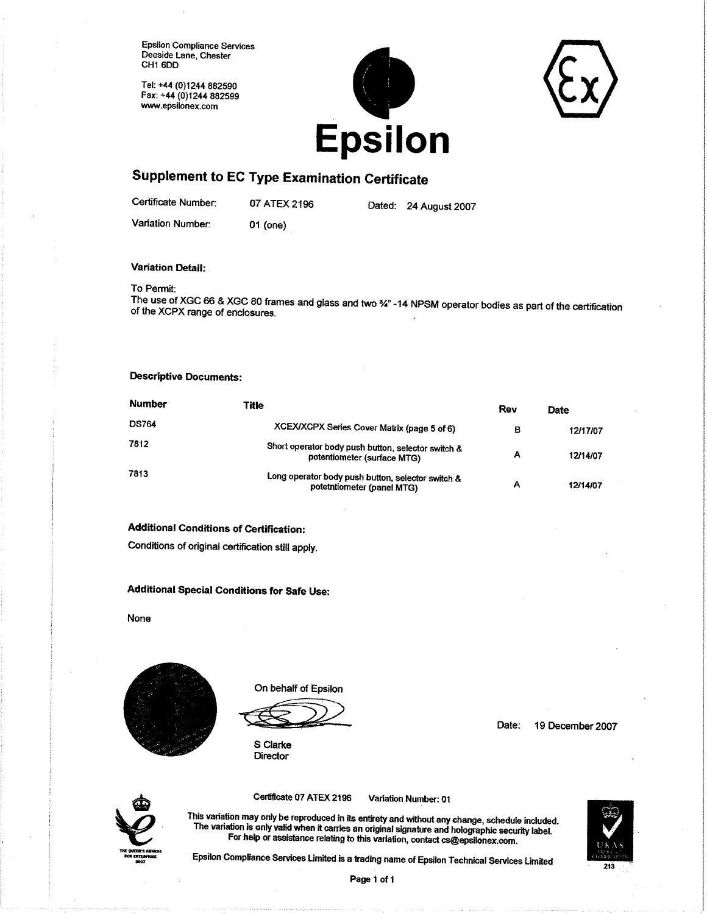Epsilon Compliance Services
Deeside Lane, Chester
CH1 6DD

Tel: +44 (0)1244 882590
Fax: +44 (0)1244 882599
www.epsilonex.com

# Epsilon

## Supplement to EC Type Examination Certificate

Certificate Number: 07 ATEX 2196 Dated: 24 August 2007

Variation Number: 01 (one)

**Variation Detail:**

To Permit:
The use of XGC 66 & XGC 80 frames and glass and two ¾" -14 NPSM operator bodies as part of the certification of the XCPX range of enclosures.

**Descriptive Documents:**

| Number | Title | Rev | Date |
|---|---|---|---|
| DS764 | XCEX/XCPX Series Cover Matrix (page 5 of 6) | B | 12/17/07 |
| 7812 | Short operator body push button, selector switch & potentiometer (surface MTG) | A | 12/14/07 |
| 7813 | Long operator body push button, selector switch & potetntiometer (panel MTG) | A | 12/14/07 |

**Additional Conditions of Certification:**

Conditions of original certification still apply.

**Additional Special Conditions for Safe Use:**

None

On behalf of Epsilon

S Clarke
Director

Date: 19 December 2007

Certificate 07 ATEX 2196 Variation Number: 01

This variation may only be reproduced in its entirety and without any change, schedule included.
The variation is only valid when it carries an original signature and holographic security label.
For help or assistance relating to this variation, contact cs@epsilonex.com.

Epsilon Compliance Services Limited is a trading name of Epsilon Technical Services Limited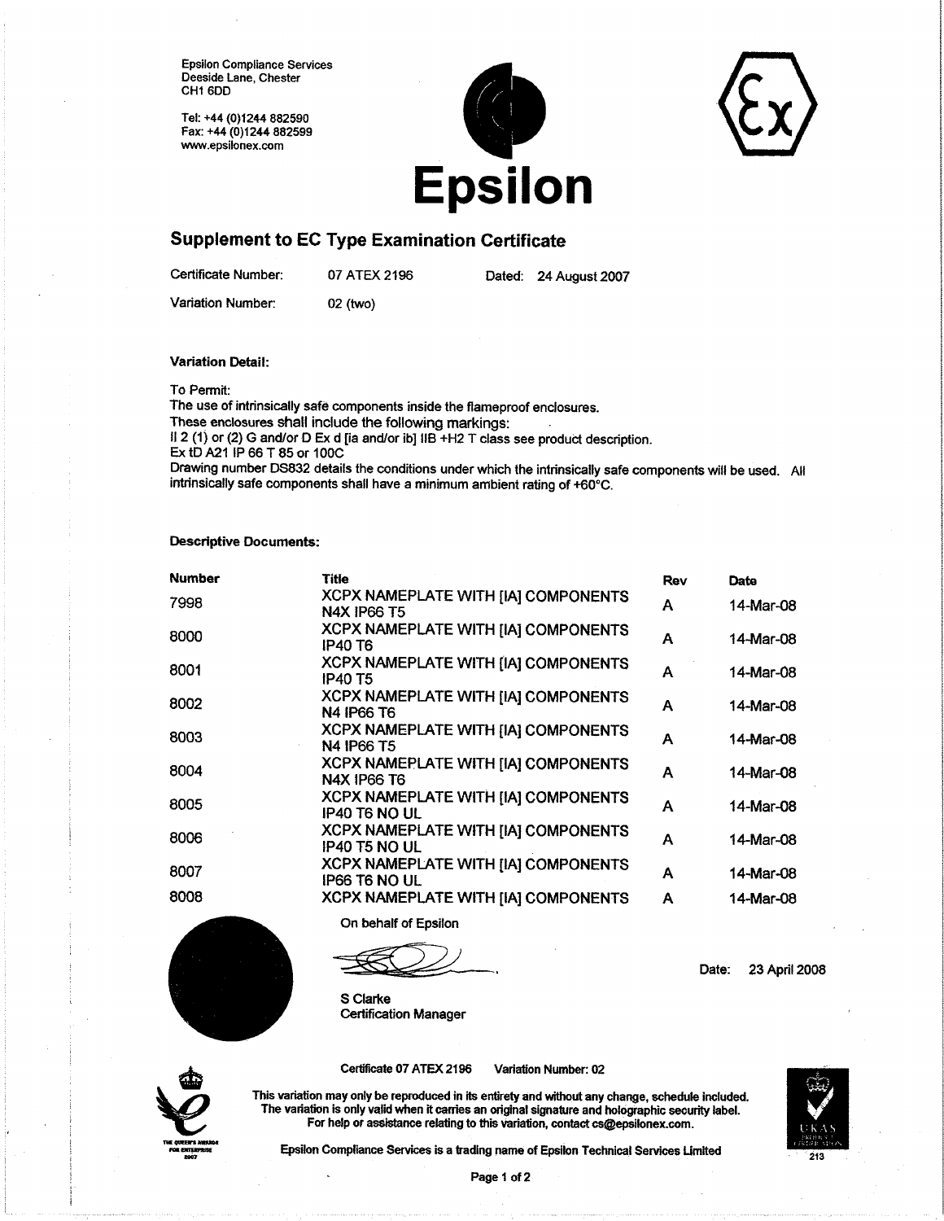Epsilon Compliance Services
Deeside Lane, Chester
CH1 6DD

Tel: +44 (0)1244 882590
Fax: +44 (0)1244 882599
www.epsilonex.com

# Epsilon

## Supplement to EC Type Examination Certificate

| | | | |
|---|---|---|---|
| Certificate Number: | 07 ATEX 2196 | Dated: | 24 August 2007 |
| Variation Number: | 02 (two) | | |

**Variation Detail:**

To Permit:
The use of intrinsically safe components inside the flameproof enclosures.
These enclosures shall include the following markings:
II 2 (1) or (2) G and/or D Ex d [ia and/or ib] IIB +H2 T class see product description.
Ex tD A21 IP 66 T 85 or 100C
Drawing number DS832 details the conditions under which the intrinsically safe components will be used. All intrinsically safe components shall have a minimum ambient rating of +60°C.

**Descriptive Documents:**

| Number | Title | Rev | Date |
|---|---|---|---|
| 7998 | XCPX NAMEPLATE WITH [IA] COMPONENTS N4X IP66 T5 | A | 14-Mar-08 |
| 8000 | XCPX NAMEPLATE WITH [IA] COMPONENTS IP40 T6 | A | 14-Mar-08 |
| 8001 | XCPX NAMEPLATE WITH [IA] COMPONENTS IP40 T5 | A | 14-Mar-08 |
| 8002 | XCPX NAMEPLATE WITH [IA] COMPONENTS N4 IP66 T6 | A | 14-Mar-08 |
| 8003 | XCPX NAMEPLATE WITH [IA] COMPONENTS N4 IP66 T5 | A | 14-Mar-08 |
| 8004 | XCPX NAMEPLATE WITH [IA] COMPONENTS N4X IP66 T6 | A | 14-Mar-08 |
| 8005 | XCPX NAMEPLATE WITH [IA] COMPONENTS IP40 T6 NO UL | A | 14-Mar-08 |
| 8006 | XCPX NAMEPLATE WITH [IA] COMPONENTS IP40 T5 NO UL | A | 14-Mar-08 |
| 8007 | XCPX NAMEPLATE WITH [IA] COMPONENTS IP66 T6 NO UL | A | 14-Mar-08 |
| 8008 | XCPX NAMEPLATE WITH [IA] COMPONENTS | A | 14-Mar-08 |

On behalf of Epsilon

Date: 23 April 2008

S Clarke
Certification Manager

Certificate 07 ATEX 2196 Variation Number: 02

This variation may only be reproduced in its entirety and without any change, schedule included.
The variation is only valid when it carries an original signature and holographic security label.
For help or assistance relating to this variation, contact cs@epsilonex.com.

Epsilon Compliance Services is a trading name of Epsilon Technical Services Limited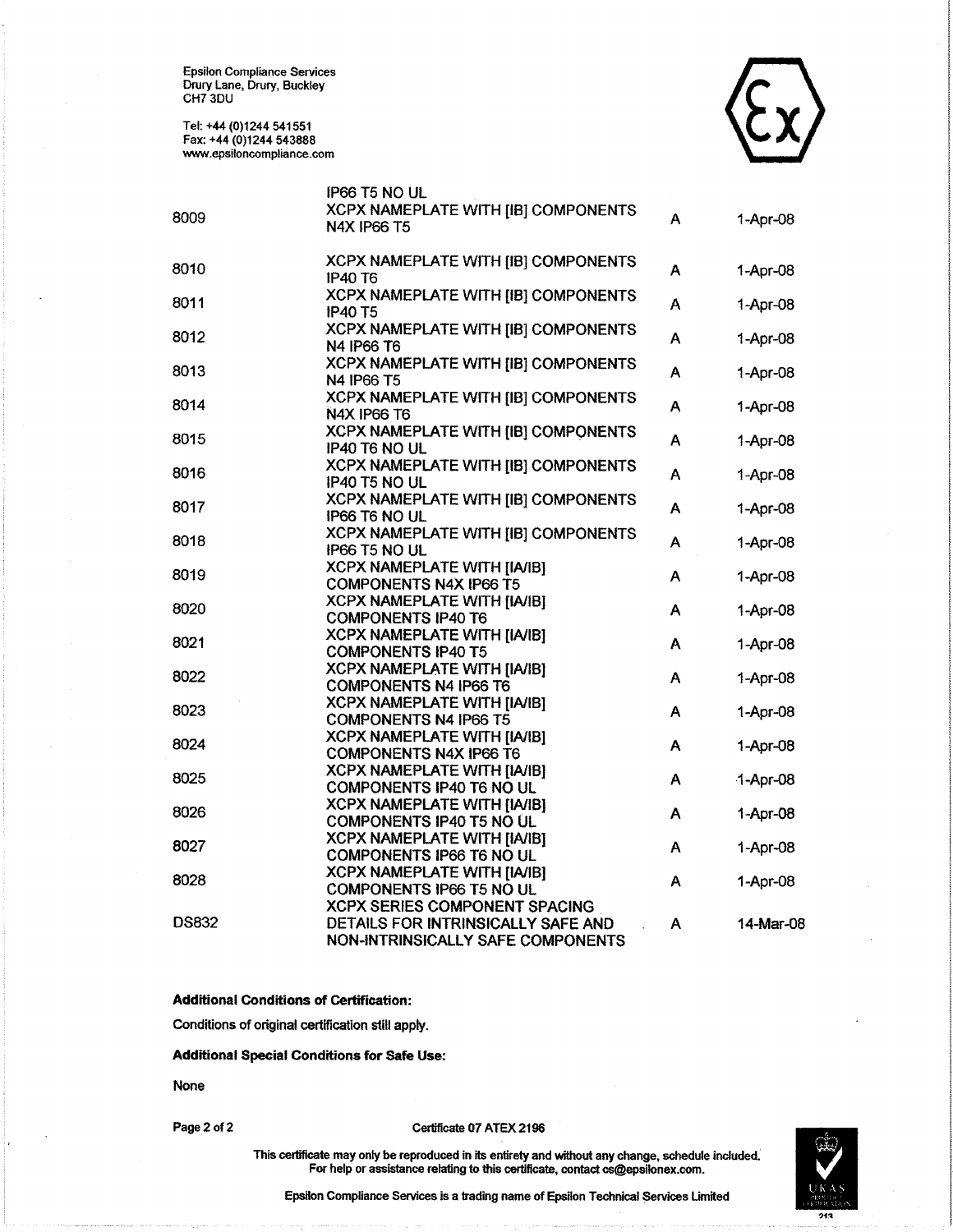Epsilon Compliance Services
Drury Lane, Drury, Buckley
CH7 3DU

Tel: +44 (0)1244 541551
Fax: +44 (0)1244 543888
www.epsiloncompliance.com

| | | | |
|---|---|---|---|
| | IP66 T5 NO UL | | |
| 8009 | XCPX NAMEPLATE WITH [IB] COMPONENTS N4X IP66 T5 | A | 1-Apr-08 |
| 8010 | XCPX NAMEPLATE WITH [IB] COMPONENTS IP40 T6 | A | 1-Apr-08 |
| 8011 | XCPX NAMEPLATE WITH [IB] COMPONENTS IP40 T5 | A | 1-Apr-08 |
| 8012 | XCPX NAMEPLATE WITH [IB] COMPONENTS N4 IP66 T6 | A | 1-Apr-08 |
| 8013 | XCPX NAMEPLATE WITH [IB] COMPONENTS N4 IP66 T5 | A | 1-Apr-08 |
| 8014 | XCPX NAMEPLATE WITH [IB] COMPONENTS N4X IP66 T6 | A | 1-Apr-08 |
| 8015 | XCPX NAMEPLATE WITH [IB] COMPONENTS IP40 T6 NO UL | A | 1-Apr-08 |
| 8016 | XCPX NAMEPLATE WITH [IB] COMPONENTS IP40 T5 NO UL | A | 1-Apr-08 |
| 8017 | XCPX NAMEPLATE WITH [IB] COMPONENTS IP66 T6 NO UL | A | 1-Apr-08 |
| 8018 | XCPX NAMEPLATE WITH [IB] COMPONENTS IP66 T5 NO UL | A | 1-Apr-08 |
| 8019 | XCPX NAMEPLATE WITH [IA/IB] COMPONENTS N4X IP66 T5 | A | 1-Apr-08 |
| 8020 | XCPX NAMEPLATE WITH [IA/IB] COMPONENTS IP40 T6 | A | 1-Apr-08 |
| 8021 | XCPX NAMEPLATE WITH [IA/IB] COMPONENTS IP40 T5 | A | 1-Apr-08 |
| 8022 | XCPX NAMEPLATE WITH [IA/IB] COMPONENTS N4 IP66 T6 | A | 1-Apr-08 |
| 8023 | XCPX NAMEPLATE WITH [IA/IB] COMPONENTS N4 IP66 T5 | A | 1-Apr-08 |
| 8024 | XCPX NAMEPLATE WITH [IA/IB] COMPONENTS N4X IP66 T6 | A | 1-Apr-08 |
| 8025 | XCPX NAMEPLATE WITH [IA/IB] COMPONENTS IP40 T6 NO UL | A | 1-Apr-08 |
| 8026 | XCPX NAMEPLATE WITH [IA/IB] COMPONENTS IP40 T5 NO UL | A | 1-Apr-08 |
| 8027 | XCPX NAMEPLATE WITH [IA/IB] COMPONENTS IP66 T6 NO UL | A | 1-Apr-08 |
| 8028 | XCPX NAMEPLATE WITH [IA/IB] COMPONENTS IP66 T5 NO UL | A | 1-Apr-08 |
| DS832 | XCPX SERIES COMPONENT SPACING DETAILS FOR INTRINSICALLY SAFE AND NON-INTRINSICALLY SAFE COMPONENTS | A | 14-Mar-08 |

**Additional Conditions of Certification:**

Conditions of original certification still apply.

**Additional Special Conditions for Safe Use:**

None

Certificate 07 ATEX 2196

This certificate may only be reproduced in its entirety and without any change, schedule included.
For help or assistance relating to this certificate, contact cs@epsilonex.com.

Epsilon Compliance Services is a trading name of Epsilon Technical Services Limited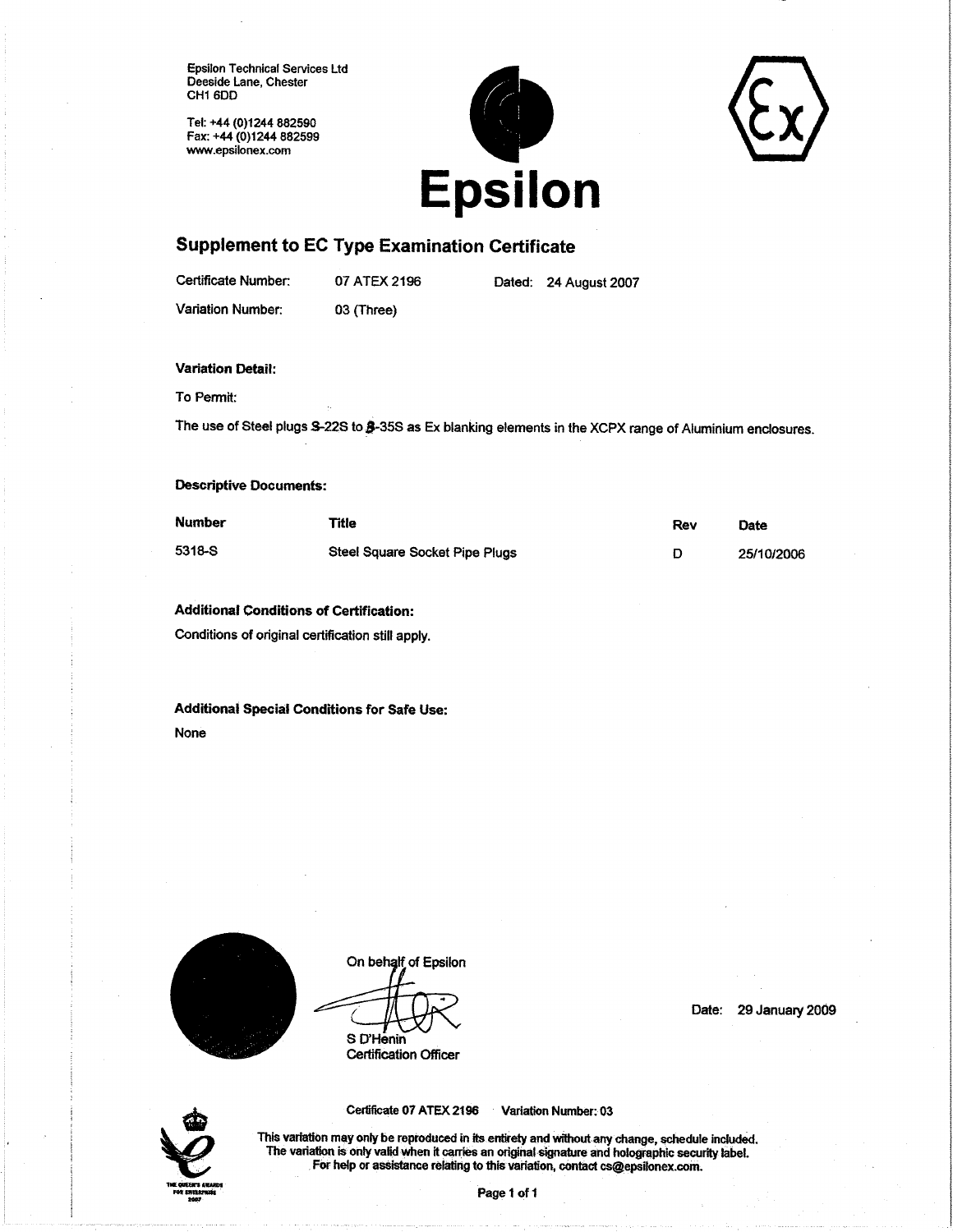Epsilon Technical Services Ltd
Deeside Lane, Chester
CH1 6DD

Tel: +44 (0)1244 882590
Fax: +44 (0)1244 882599
www.epsilonex.com

**Epsilon**

## Supplement to EC Type Examination Certificate

Certificate Number: 07 ATEX 2196 Dated: 24 August 2007

Variation Number: 03 (Three)

**Variation Detail:**

To Permit:

The use of Steel plugs S-22S to S-35S as Ex blanking elements in the XCPX range of Aluminium enclosures.

**Descriptive Documents:**

| Number | Title | Rev | Date |
|---|---|---|---|
| 5318-S | Steel Square Socket Pipe Plugs | D | 25/10/2006 |

**Additional Conditions of Certification:**

Conditions of original certification still apply.

**Additional Special Conditions for Safe Use:**

None

On behalf of Epsilon

S D'Henin
Certification Officer

Date: 29 January 2009

Certificate 07 ATEX 2196 Variation Number: 03

This variation may only be reproduced in its entirety and without any change, schedule included.
The variation is only valid when it carries an original signature and holographic security label.
For help or assistance relating to this variation, contact cs@epsilonex.com.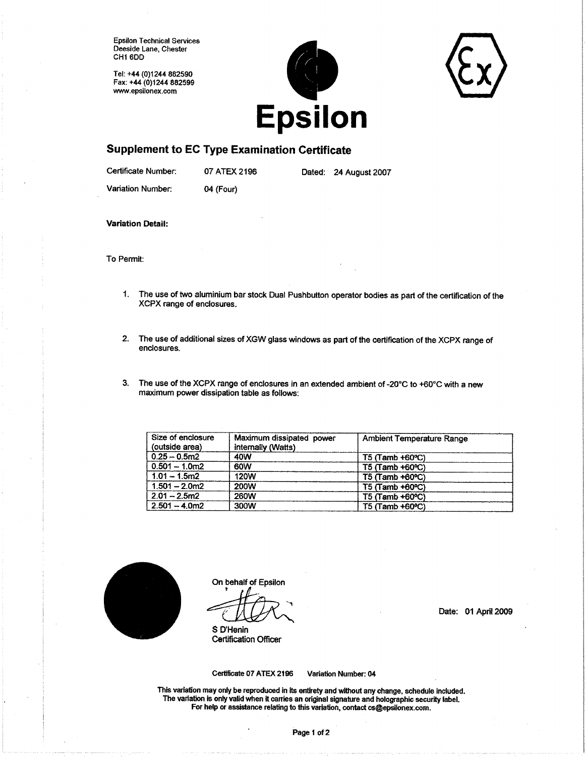Epsilon Technical Services
Deeside Lane, Chester
CH1 6DD

Tel: +44 (0)1244 882590
Fax: +44 (0)1244 882599
www.epsilonex.com

**Epsilon**

## Supplement to EC Type Examination Certificate

Certificate Number: 07 ATEX 2196 Dated: 24 August 2007

Variation Number: 04 (Four)

**Variation Detail:**

To Permit:

1. The use of two aluminium bar stock Dual Pushbutton operator bodies as part of the certification of the XCPX range of enclosures.

2. The use of additional sizes of XGW glass windows as part of the certification of the XCPX range of enclosures.

3. The use of the XCPX range of enclosures in an extended ambient of -20°C to +60°C with a new maximum power dissipation table as follows:

| Size of enclosure (outside area) | Maximum dissipated power internally (Watts) | Ambient Temperature Range |
|---|---|---|
| 0.25 – 0.5m2 | 40W | T5 (Tamb +60°C) |
| 0.501 – 1.0m2 | 60W | T5 (Tamb +60°C) |
| 1.01 – 1.5m2 | 120W | T5 (Tamb +60°C) |
| 1.501 – 2.0m2 | 200W | T5 (Tamb +60°C) |
| 2.01 – 2.5m2 | 260W | T5 (Tamb +60°C) |
| 2.501 – 4.0m2 | 300W | T5 (Tamb +60°C) |

On behalf of Epsilon

S D'Henin
Certification Officer

Date: 01 April 2009

Certificate 07 ATEX 2196 Variation Number: 04

**This variation may only be reproduced in its entirety and without any change, schedule included.
The variation is only valid when it carries an original signature and holographic security label.
For help or assistance relating to this variation, contact cs@epsilonex.com.**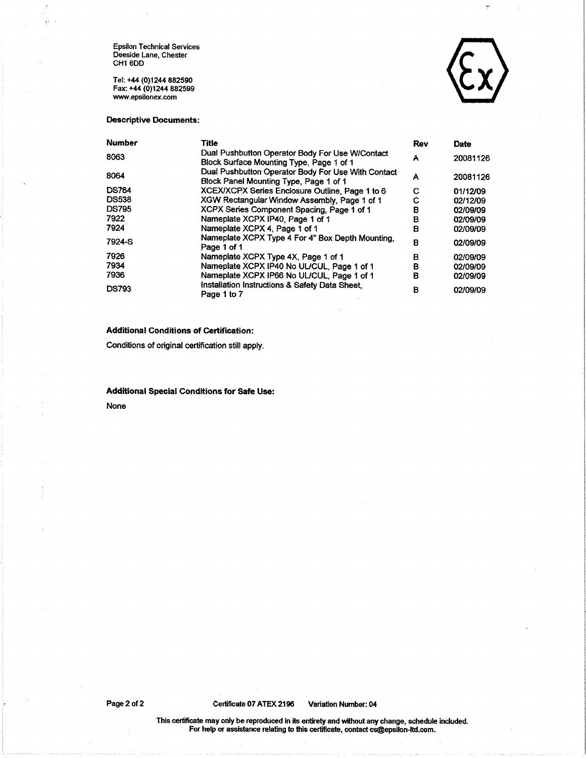Epsilon Technical Services
Deeside Lane, Chester
CH1 6DD

Tel: +44 (0)1244 882590
Fax: +44 (0)1244 882599
www.epsilonex.com

**Descriptive Documents:**

| Number | Title | Rev | Date |
|---|---|---|---|
| 8063 | Dual Pushbutton Operator Body For Use W/Contact Block Surface Mounting Type, Page 1 of 1 | A | 20081126 |
| 8064 | Dual Pushbutton Operator Body For Use With Contact Block Panel Mounting Type, Page 1 of 1 | A | 20081126 |
| DS764 | XCEX/XCPX Series Enclosure Outline, Page 1 to 6 | C | 01/12/09 |
| DS538 | XGW Rectangular Window Assembly, Page 1 of 1 | C | 02/12/09 |
| DS795 | XCPX Series Component Spacing, Page 1 of 1 | B | 02/09/09 |
| 7922 | Nameplate XCPX IP40, Page 1 of 1 | B | 02/09/09 |
| 7924 | Nameplate XCPX 4, Page 1 of 1 | B | 02/09/09 |
| 7924-S | Nameplate XCPX Type 4 For 4" Box Depth Mounting, Page 1 of 1 | B | 02/09/09 |
| 7926 | Nameplate XCPX Type 4X, Page 1 of 1 | B | 02/09/09 |
| 7934 | Nameplate XCPX IP40 No UL/CUL, Page 1 of 1 | B | 02/09/09 |
| 7936 | Nameplate XCPX IP66 No UL/CUL, Page 1 of 1 | B | 02/09/09 |
| DS793 | Installation Instructions & Safety Data Sheet, Page 1 to 7 | B | 02/09/09 |

**Additional Conditions of Certification:**

Conditions of original certification still apply.

**Additional Special Conditions for Safe Use:**

None

Certificate 07 ATEX 2196 Variation Number: 04

This certificate may only be reproduced in its entirety and without any change, schedule included.
For help or assistance relating to this certificate, contact cs@epsilon-ltd.com.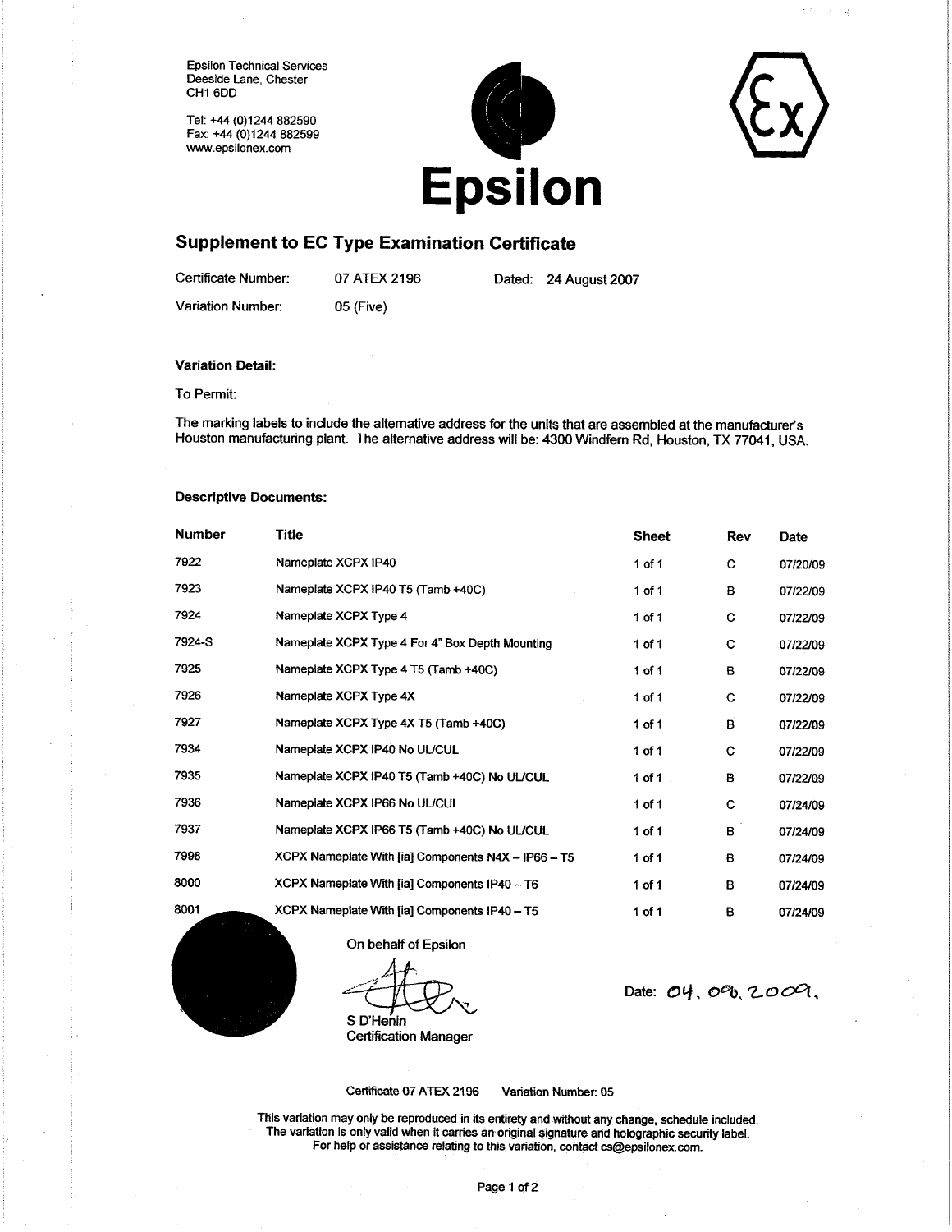Epsilon Technical Services
Deeside Lane, Chester
CH1 6DD

Tel: +44 (0)1244 882590
Fax: +44 (0)1244 882599
www.epsilonex.com

**Epsilon**

## Supplement to EC Type Examination Certificate

Certificate Number: 07 ATEX 2196 Dated: 24 August 2007

Variation Number: 05 (Five)

**Variation Detail:**

To Permit:

The marking labels to include the alternative address for the units that are assembled at the manufacturer's Houston manufacturing plant. The alternative address will be: 4300 Windfern Rd, Houston, TX 77041, USA.

**Descriptive Documents:**

| Number | Title | Sheet | Rev | Date |
|---|---|---|---|---|
| 7922 | Nameplate XCPX IP40 | 1 of 1 | C | 07/20/09 |
| 7923 | Nameplate XCPX IP40 T5 (Tamb +40C) | 1 of 1 | B | 07/22/09 |
| 7924 | Nameplate XCPX Type 4 | 1 of 1 | C | 07/22/09 |
| 7924-S | Nameplate XCPX Type 4 For 4" Box Depth Mounting | 1 of 1 | C | 07/22/09 |
| 7925 | Nameplate XCPX Type 4 T5 (Tamb +40C) | 1 of 1 | B | 07/22/09 |
| 7926 | Nameplate XCPX Type 4X | 1 of 1 | C | 07/22/09 |
| 7927 | Nameplate XCPX Type 4X T5 (Tamb +40C) | 1 of 1 | B | 07/22/09 |
| 7934 | Nameplate XCPX IP40 No UL/CUL | 1 of 1 | C | 07/22/09 |
| 7935 | Nameplate XCPX IP40 T5 (Tamb +40C) No UL/CUL | 1 of 1 | B | 07/22/09 |
| 7936 | Nameplate XCPX IP66 No UL/CUL | 1 of 1 | C | 07/24/09 |
| 7937 | Nameplate XCPX IP66 T5 (Tamb +40C) No UL/CUL | 1 of 1 | B | 07/24/09 |
| 7998 | XCPX Nameplate With [ia] Components N4X – IP66 – T5 | 1 of 1 | B | 07/24/09 |
| 8000 | XCPX Nameplate With [ia] Components IP40 – T6 | 1 of 1 | B | 07/24/09 |
| 8001 | XCPX Nameplate With [ia] Components IP40 – T5 | 1 of 1 | B | 07/24/09 |

On behalf of Epsilon

S D'Henin
Certification Manager

Date: 04. 08. 2009.

Certificate 07 ATEX 2196 Variation Number: 05

This variation may only be reproduced in its entirety and without any change, schedule included.
The variation is only valid when it carries an original signature and holographic security label.
For help or assistance relating to this variation, contact cs@epsilonex.com.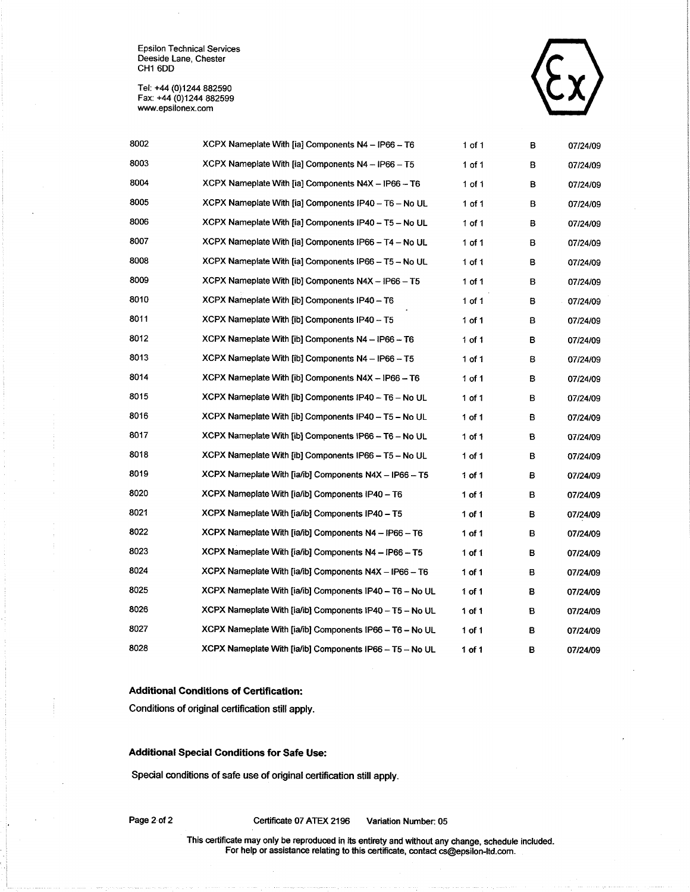Epsilon Technical Services
Deeside Lane, Chester
CH1 6DD

Tel: +44 (0)1244 882590
Fax: +44 (0)1244 882599
www.epsilonex.com

| | | | | |
|---|---|---|---|---|
| 8002 | XCPX Nameplate With [ia] Components N4 – IP66 – T6 | 1 of 1 | B | 07/24/09 |
| 8003 | XCPX Nameplate With [ia] Components N4 – IP66 – T5 | 1 of 1 | B | 07/24/09 |
| 8004 | XCPX Nameplate With [ia] Components N4X – IP66 – T6 | 1 of 1 | B | 07/24/09 |
| 8005 | XCPX Nameplate With [ia] Components IP40 – T6 – No UL | 1 of 1 | B | 07/24/09 |
| 8006 | XCPX Nameplate With [ia] Components IP40 – T5 – No UL | 1 of 1 | B | 07/24/09 |
| 8007 | XCPX Nameplate With [ia] Components IP66 – T4 – No UL | 1 of 1 | B | 07/24/09 |
| 8008 | XCPX Nameplate With [ia] Components IP66 – T5 – No UL | 1 of 1 | B | 07/24/09 |
| 8009 | XCPX Nameplate With [ib] Components N4X – IP66 – T5 | 1 of 1 | B | 07/24/09 |
| 8010 | XCPX Nameplate With [ib] Components IP40 – T6 | 1 of 1 | B | 07/24/09 |
| 8011 | XCPX Nameplate With [ib] Components IP40 – T5 | 1 of 1 | B | 07/24/09 |
| 8012 | XCPX Nameplate With [ib] Components N4 – IP66 – T6 | 1 of 1 | B | 07/24/09 |
| 8013 | XCPX Nameplate With [ib] Components N4 – IP66 – T5 | 1 of 1 | B | 07/24/09 |
| 8014 | XCPX Nameplate With [ib] Components N4X – IP66 – T6 | 1 of 1 | B | 07/24/09 |
| 8015 | XCPX Nameplate With [ib] Components IP40 – T6 – No UL | 1 of 1 | B | 07/24/09 |
| 8016 | XCPX Nameplate With [ib] Components IP40 – T5 – No UL | 1 of 1 | B | 07/24/09 |
| 8017 | XCPX Nameplate With [ib] Components IP66 – T6 – No UL | 1 of 1 | B | 07/24/09 |
| 8018 | XCPX Nameplate With [ib] Components IP66 – T5 – No UL | 1 of 1 | B | 07/24/09 |
| 8019 | XCPX Nameplate With [ia/ib] Components N4X – IP66 – T5 | 1 of 1 | B | 07/24/09 |
| 8020 | XCPX Nameplate With [ia/ib] Components IP40 – T6 | 1 of 1 | B | 07/24/09 |
| 8021 | XCPX Nameplate With [ia/ib] Components IP40 – T5 | 1 of 1 | B | 07/24/09 |
| 8022 | XCPX Nameplate With [ia/ib] Components N4 – IP66 – T6 | 1 of 1 | B | 07/24/09 |
| 8023 | XCPX Nameplate With [ia/ib] Components N4 – IP66 – T5 | 1 of 1 | B | 07/24/09 |
| 8024 | XCPX Nameplate With [ia/ib] Components N4X – IP66 – T6 | 1 of 1 | B | 07/24/09 |
| 8025 | XCPX Nameplate With [ia/ib] Components IP40 – T6 – No UL | 1 of 1 | B | 07/24/09 |
| 8026 | XCPX Nameplate With [ia/ib] Components IP40 – T5 – No UL | 1 of 1 | B | 07/24/09 |
| 8027 | XCPX Nameplate With [ia/ib] Components IP66 – T6 – No UL | 1 of 1 | B | 07/24/09 |
| 8028 | XCPX Nameplate With [ia/ib] Components IP66 – T5 – No UL | 1 of 1 | B | 07/24/09 |

**Additional Conditions of Certification:**

Conditions of original certification still apply.

**Additional Special Conditions for Safe Use:**

Special conditions of safe use of original certification still apply.

Certificate 07 ATEX 2196 Variation Number: 05

This certificate may only be reproduced in its entirety and without any change, schedule included.
For help or assistance relating to this certificate, contact cs@epsilon-ltd.com.